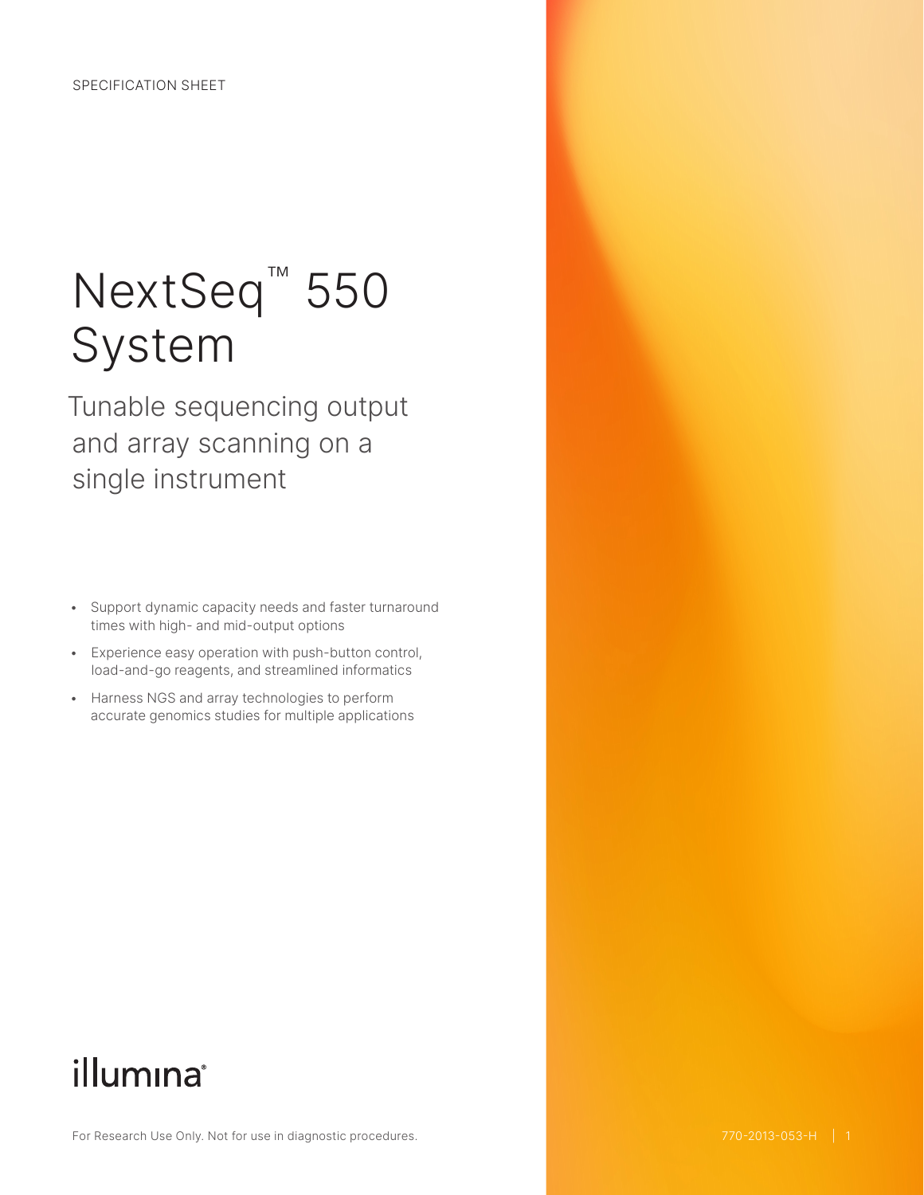SPECIFICATION SHEET

# NextSeq™ 550 System

## Tunable sequencing output and array scanning on a single instrument

- Support dynamic capacity needs and faster turnaround times with high- and mid-output options
- Experience easy operation with push-button control, load-and-go reagents, and streamlined informatics
- Harness NGS and array technologies to perform accurate genomics studies for multiple applications

illumina®

For Research Use Only. Not for use in diagnostic procedures.

770-2013-053-H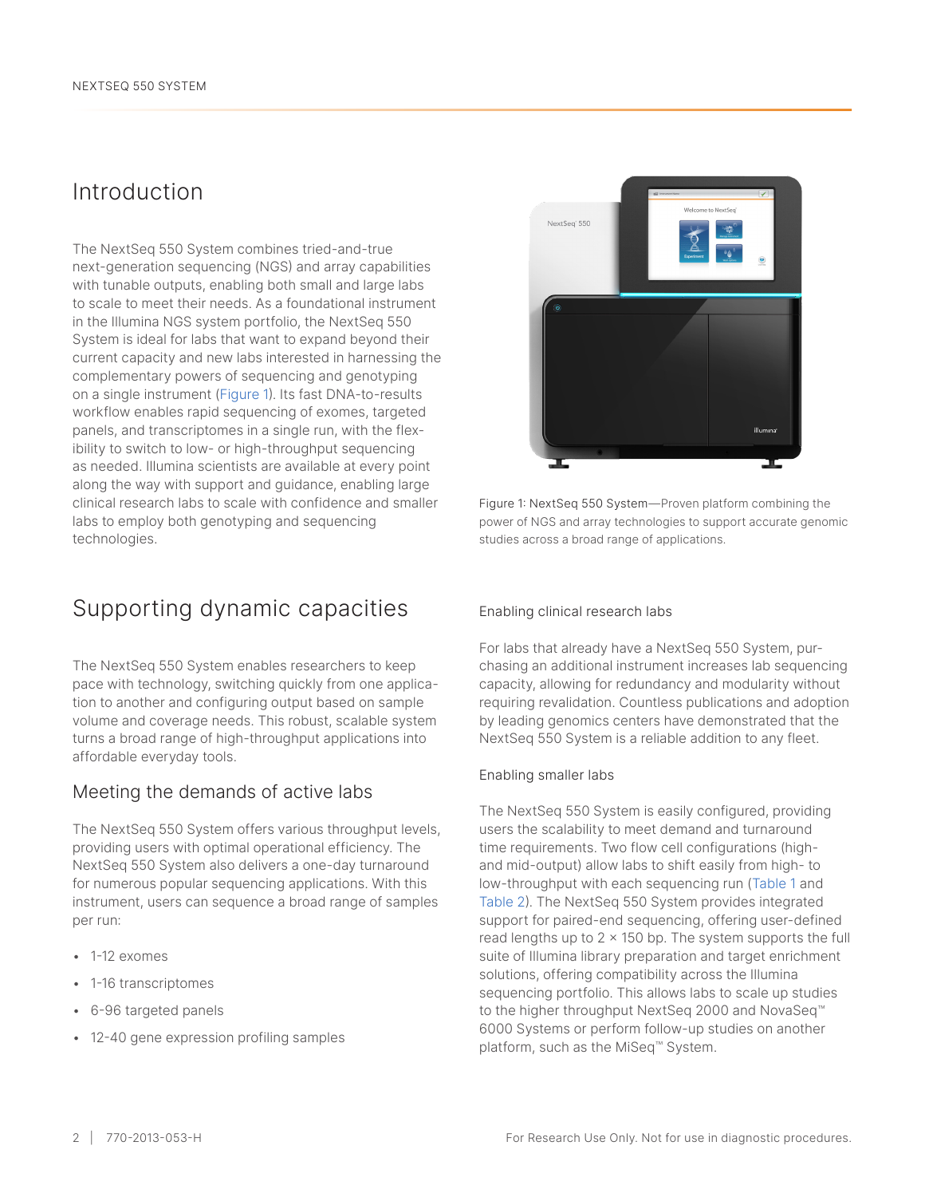## Introduction

The NextSeq 550 System combines tried-and-true next-generation sequencing (NGS) and array capabilities with tunable outputs, enabling both small and large labs to scale to meet their needs. As a foundational instrument in the Illumina NGS system portfolio, the NextSeq 550 System is ideal for labs that want to expand beyond their current capacity and new labs interested in harnessing the complementary powers of sequencing and genotyping on a single instrument (Figure 1). Its fast DNA-to-results workflow enables rapid sequencing of exomes, targeted panels, and transcriptomes in a single run, with the flexibility to switch to low- or high-throughput sequencing as needed. Illumina scientists are available at every point along the way with support and guidance, enabling large clinical research labs to scale with confidence and smaller labs to employ both genotyping and sequencing technologies.

Figure 1: NextSeq 550 System—Proven platform combining the power of NGS and array technologies to support accurate genomic studies across a broad range of applications.

## Supporting dynamic capacities

The NextSeq 550 System enables researchers to keep pace with technology, switching quickly from one application to another and configuring output based on sample volume and coverage needs. This robust, scalable system turns a broad range of high-throughput applications into affordable everyday tools.

### Meeting the demands of active labs

The NextSeq 550 System offers various throughput levels, providing users with optimal operational efficiency. The NextSeq 550 System also delivers a one-day turnaround for numerous popular sequencing applications. With this instrument, users can sequence a broad range of samples per run:

- 1-12 exomes
- 1-16 transcriptomes
- 6-96 targeted panels
- 12-40 gene expression profiling samples

#### Enabling clinical research labs

For labs that already have a NextSeq 550 System, purchasing an additional instrument increases lab sequencing capacity, allowing for redundancy and modularity without requiring revalidation. Countless publications and adoption by leading genomics centers have demonstrated that the NextSeq 550 System is a reliable addition to any fleet.

#### Enabling smaller labs

The NextSeq 550 System is easily configured, providing users the scalability to meet demand and turnaround time requirements. Two flow cell configurations (high- and mid-output) allow labs to shift easily from high- to low-throughput with each sequencing run (Table 1 and Table 2). The NextSeq 550 System provides integrated support for paired-end sequencing, offering user-defined read lengths up to 2 × 150 bp. The system supports the full suite of Illumina library preparation and target enrichment solutions, offering compatibility across the Illumina sequencing portfolio. This allows labs to scale up studies to the higher throughput NextSeq 2000 and NovaSeq™ 6000 Systems or perform follow-up studies on another platform, such as the MiSeq™ System.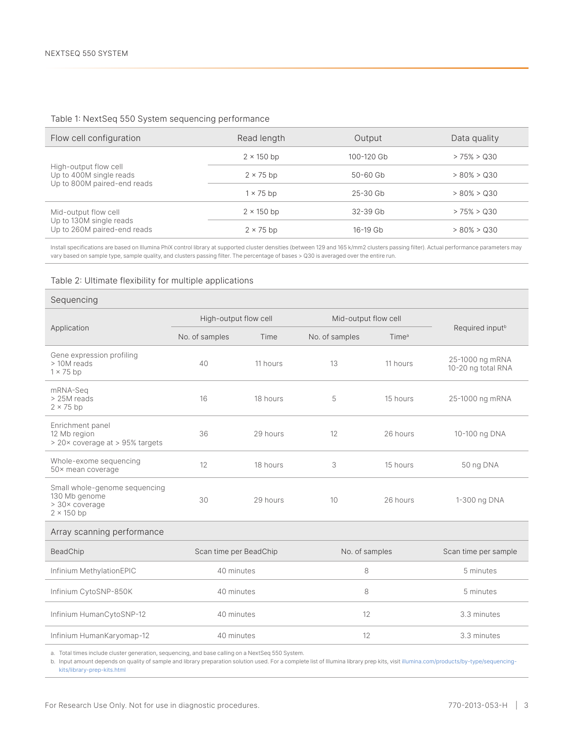Table 1: NextSeq 550 System sequencing performance

| Flow cell configuration | Read length | Output | Data quality |
|---|---|---|---|
| High-output flow cell<br>Up to 400M single reads<br>Up to 800M paired-end reads | 2 × 150 bp | 100-120 Gb | > 75% > Q30 |
| | 2 × 75 bp | 50-60 Gb | > 80% > Q30 |
| | 1 × 75 bp | 25-30 Gb | > 80% > Q30 |
| Mid-output flow cell<br>Up to 130M single reads<br>Up to 260M paired-end reads | 2 × 150 bp | 32-39 Gb | > 75% > Q30 |
| | 2 × 75 bp | 16-19 Gb | > 80% > Q30 |

Install specifications are based on Illumina PhiX control library at supported cluster densities (between 129 and 165 k/mm2 clusters passing filter). Actual performance parameters may vary based on sample type, sample quality, and clusters passing filter. The percentage of bases > Q30 is averaged over the entire run.

Table 2: Ultimate flexibility for multiple applications

**Sequencing**

| Application | High-output flow cell | | Mid-output flow cell | | Required input[b] |
|---|---|---|---|---|---|
| | No. of samples | Time | No. of samples | Time[a] | |
| Gene expression profiling<br>> 10M reads<br>1 × 75 bp | 40 | 11 hours | 13 | 11 hours | 25-1000 ng mRNA<br>10-20 ng total RNA |
| mRNA-Seq<br>> 25M reads<br>2 × 75 bp | 16 | 18 hours | 5 | 15 hours | 25-1000 ng mRNA |
| Enrichment panel<br>12 Mb region<br>> 20× coverage at > 95% targets | 36 | 29 hours | 12 | 26 hours | 10-100 ng DNA |
| Whole-exome sequencing<br>50× mean coverage | 12 | 18 hours | 3 | 15 hours | 50 ng DNA |
| Small whole-genome sequencing<br>130 Mb genome<br>> 30× coverage<br>2 × 150 bp | 30 | 29 hours | 10 | 26 hours | 1-300 ng DNA |

**Array scanning performance**

| BeadChip | Scan time per BeadChip | No. of samples | Scan time per sample |
|---|---|---|---|
| Infinium MethylationEPIC | 40 minutes | 8 | 5 minutes |
| Infinium CytoSNP-850K | 40 minutes | 8 | 5 minutes |
| Infinium HumanCytoSNP-12 | 40 minutes | 12 | 3.3 minutes |
| Infinium HumanKaryomap-12 | 40 minutes | 12 | 3.3 minutes |

a. Total times include cluster generation, sequencing, and base calling on a NextSeq 550 System.
b. Input amount depends on quality of sample and library preparation solution used. For a complete list of Illumina library prep kits, visit illumina.com/products/by-type/sequencing-kits/library-prep-kits.html

For Research Use Only. Not for use in diagnostic procedures.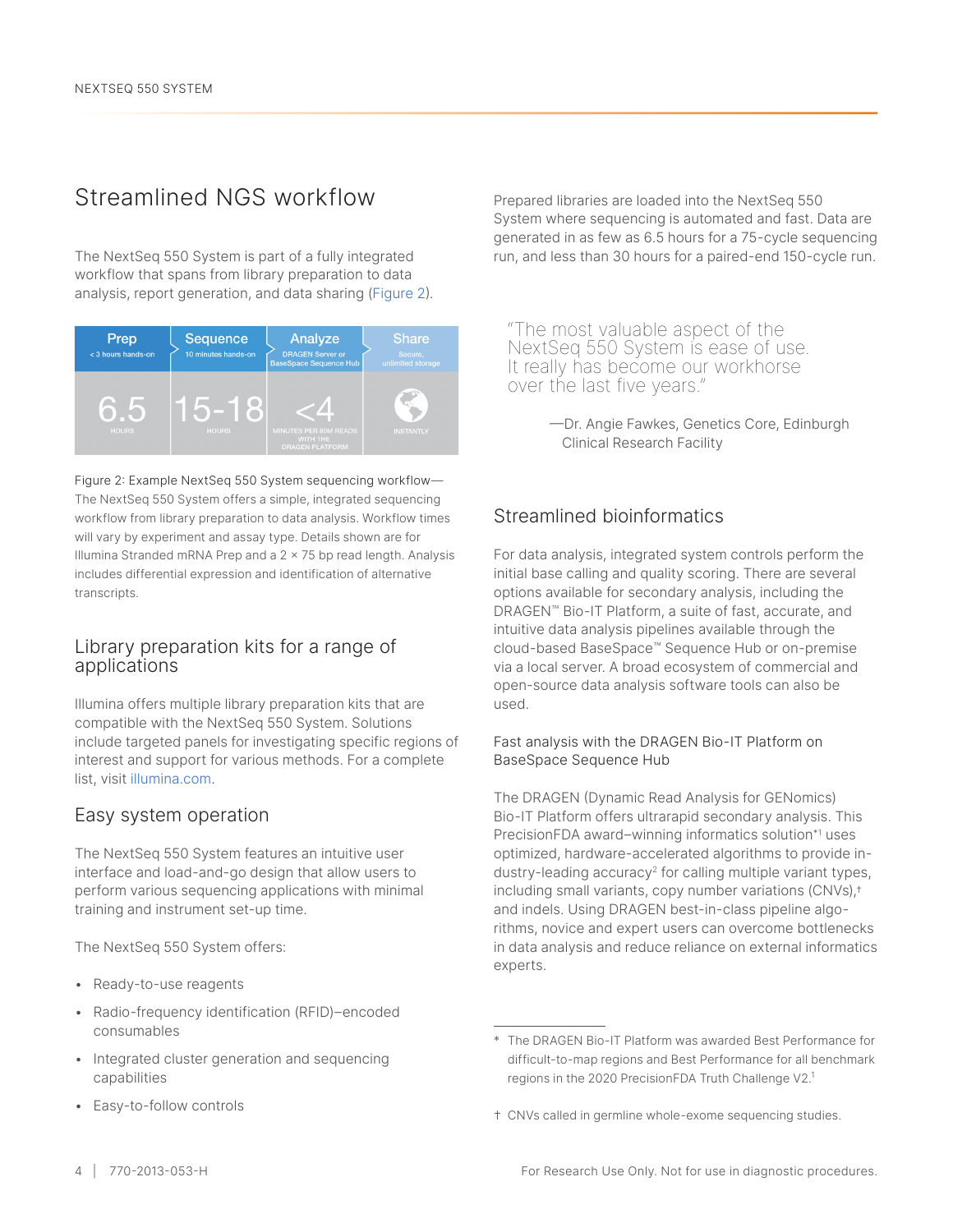## Streamlined NGS workflow

The NextSeq 550 System is part of a fully integrated workflow that spans from library preparation to data analysis, report generation, and data sharing (Figure 2).

| Prep | Sequence | Analyze | Share |
|---|---|---|---|
| < 3 hours hands-on | 10 minutes hands-on | DRAGEN Server or BaseSpace Sequence Hub | Secure, unlimited storage |
| 6.5 HOURS | 15-18 HOURS | <4 MINUTES PER 80M READS WITH THE DRAGEN PLATFORM | INSTANTLY |

Figure 2: Example NextSeq 550 System sequencing workflow—The NextSeq 550 System offers a simple, integrated sequencing workflow from library preparation to data analysis. Workflow times will vary by experiment and assay type. Details shown are for Illumina Stranded mRNA Prep and a 2 × 75 bp read length. Analysis includes differential expression and identification of alternative transcripts.

### Library preparation kits for a range of applications

Illumina offers multiple library preparation kits that are compatible with the NextSeq 550 System. Solutions include targeted panels for investigating specific regions of interest and support for various methods. For a complete list, visit illumina.com.

### Easy system operation

The NextSeq 550 System features an intuitive user interface and load-and-go design that allow users to perform various sequencing applications with minimal training and instrument set-up time.

The NextSeq 550 System offers:

- Ready-to-use reagents
- Radio-frequency identification (RFID)–encoded consumables
- Integrated cluster generation and sequencing capabilities
- Easy-to-follow controls

Prepared libraries are loaded into the NextSeq 550 System where sequencing is automated and fast. Data are generated in as few as 6.5 hours for a 75-cycle sequencing run, and less than 30 hours for a paired-end 150-cycle run.

> "The most valuable aspect of the NextSeq 550 System is ease of use. It really has become our workhorse over the last five years."
>
> —Dr. Angie Fawkes, Genetics Core, Edinburgh Clinical Research Facility

### Streamlined bioinformatics

For data analysis, integrated system controls perform the initial base calling and quality scoring. There are several options available for secondary analysis, including the DRAGEN™ Bio-IT Platform, a suite of fast, accurate, and intuitive data analysis pipelines available through the cloud-based BaseSpace™ Sequence Hub or on-premise via a local server. A broad ecosystem of commercial and open-source data analysis software tools can also be used.

#### Fast analysis with the DRAGEN Bio-IT Platform on BaseSpace Sequence Hub

The DRAGEN (Dynamic Read Analysis for GENomics) Bio-IT Platform offers ultrarapid secondary analysis. This PrecisionFDA award–winning informatics solution*[1] uses optimized, hardware-accelerated algorithms to provide industry-leading accuracy[2] for calling multiple variant types, including small variants, copy number variations (CNVs),† and indels. Using DRAGEN best-in-class pipeline algorithms, novice and expert users can overcome bottlenecks in data analysis and reduce reliance on external informatics experts.

---

\* The DRAGEN Bio-IT Platform was awarded Best Performance for difficult-to-map regions and Best Performance for all benchmark regions in the 2020 PrecisionFDA Truth Challenge V2.[1]

† CNVs called in germline whole-exome sequencing studies.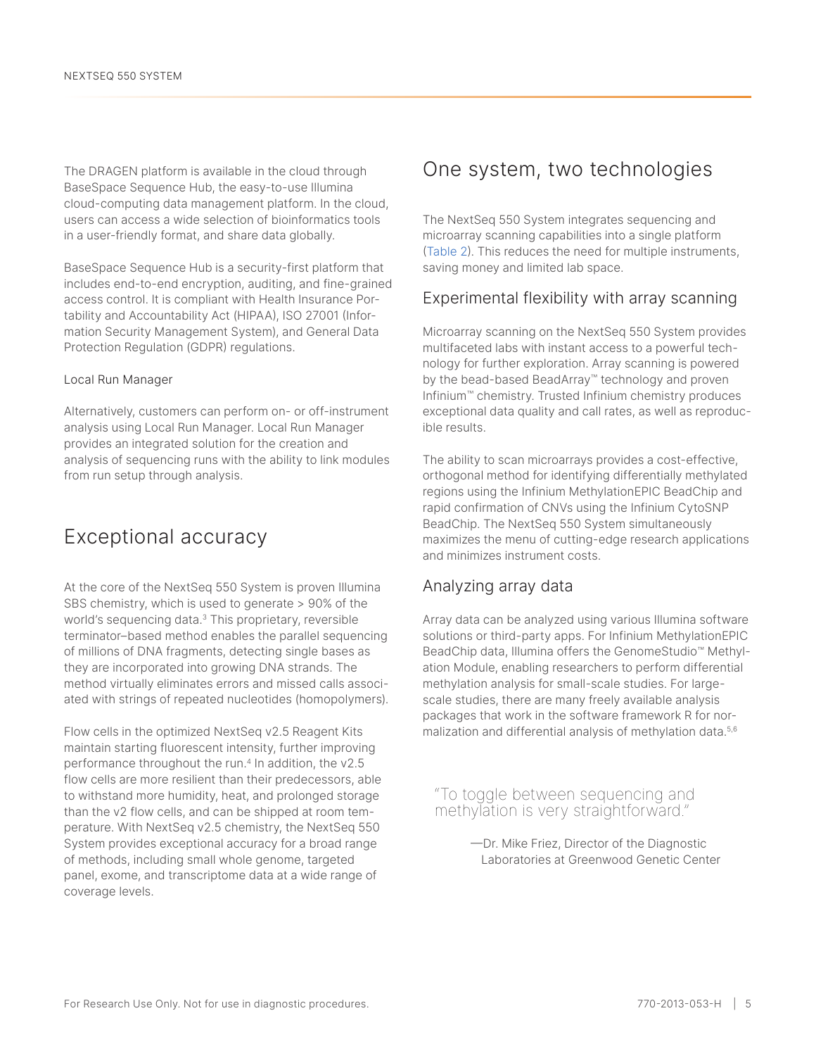The DRAGEN platform is available in the cloud through BaseSpace Sequence Hub, the easy-to-use Illumina cloud-computing data management platform. In the cloud, users can access a wide selection of bioinformatics tools in a user-friendly format, and share data globally.

BaseSpace Sequence Hub is a security-first platform that includes end-to-end encryption, auditing, and fine-grained access control. It is compliant with Health Insurance Portability and Accountability Act (HIPAA), ISO 27001 (Information Security Management System), and General Data Protection Regulation (GDPR) regulations.

#### Local Run Manager

Alternatively, customers can perform on- or off-instrument analysis using Local Run Manager. Local Run Manager provides an integrated solution for the creation and analysis of sequencing runs with the ability to link modules from run setup through analysis.

## Exceptional accuracy

At the core of the NextSeq 550 System is proven Illumina SBS chemistry, which is used to generate > 90% of the world's sequencing data.[3] This proprietary, reversible terminator–based method enables the parallel sequencing of millions of DNA fragments, detecting single bases as they are incorporated into growing DNA strands. The method virtually eliminates errors and missed calls associated with strings of repeated nucleotides (homopolymers).

Flow cells in the optimized NextSeq v2.5 Reagent Kits maintain starting fluorescent intensity, further improving performance throughout the run.[4] In addition, the v2.5 flow cells are more resilient than their predecessors, able to withstand more humidity, heat, and prolonged storage than the v2 flow cells, and can be shipped at room temperature. With NextSeq v2.5 chemistry, the NextSeq 550 System provides exceptional accuracy for a broad range of methods, including small whole genome, targeted panel, exome, and transcriptome data at a wide range of coverage levels.

## One system, two technologies

The NextSeq 550 System integrates sequencing and microarray scanning capabilities into a single platform (Table 2). This reduces the need for multiple instruments, saving money and limited lab space.

### Experimental flexibility with array scanning

Microarray scanning on the NextSeq 550 System provides multifaceted labs with instant access to a powerful technology for further exploration. Array scanning is powered by the bead-based BeadArray™ technology and proven Infinium™ chemistry. Trusted Infinium chemistry produces exceptional data quality and call rates, as well as reproducible results.

The ability to scan microarrays provides a cost-effective, orthogonal method for identifying differentially methylated regions using the Infinium MethylationEPIC BeadChip and rapid confirmation of CNVs using the Infinium CytoSNP BeadChip. The NextSeq 550 System simultaneously maximizes the menu of cutting-edge research applications and minimizes instrument costs.

### Analyzing array data

Array data can be analyzed using various Illumina software solutions or third-party apps. For Infinium MethylationEPIC BeadChip data, Illumina offers the GenomeStudio™ Methylation Module, enabling researchers to perform differential methylation analysis for small-scale studies. For large-scale studies, there are many freely available analysis packages that work in the software framework R for normalization and differential analysis of methylation data.[5,6]

> "To toggle between sequencing and methylation is very straightforward."
>
> —Dr. Mike Friez, Director of the Diagnostic Laboratories at Greenwood Genetic Center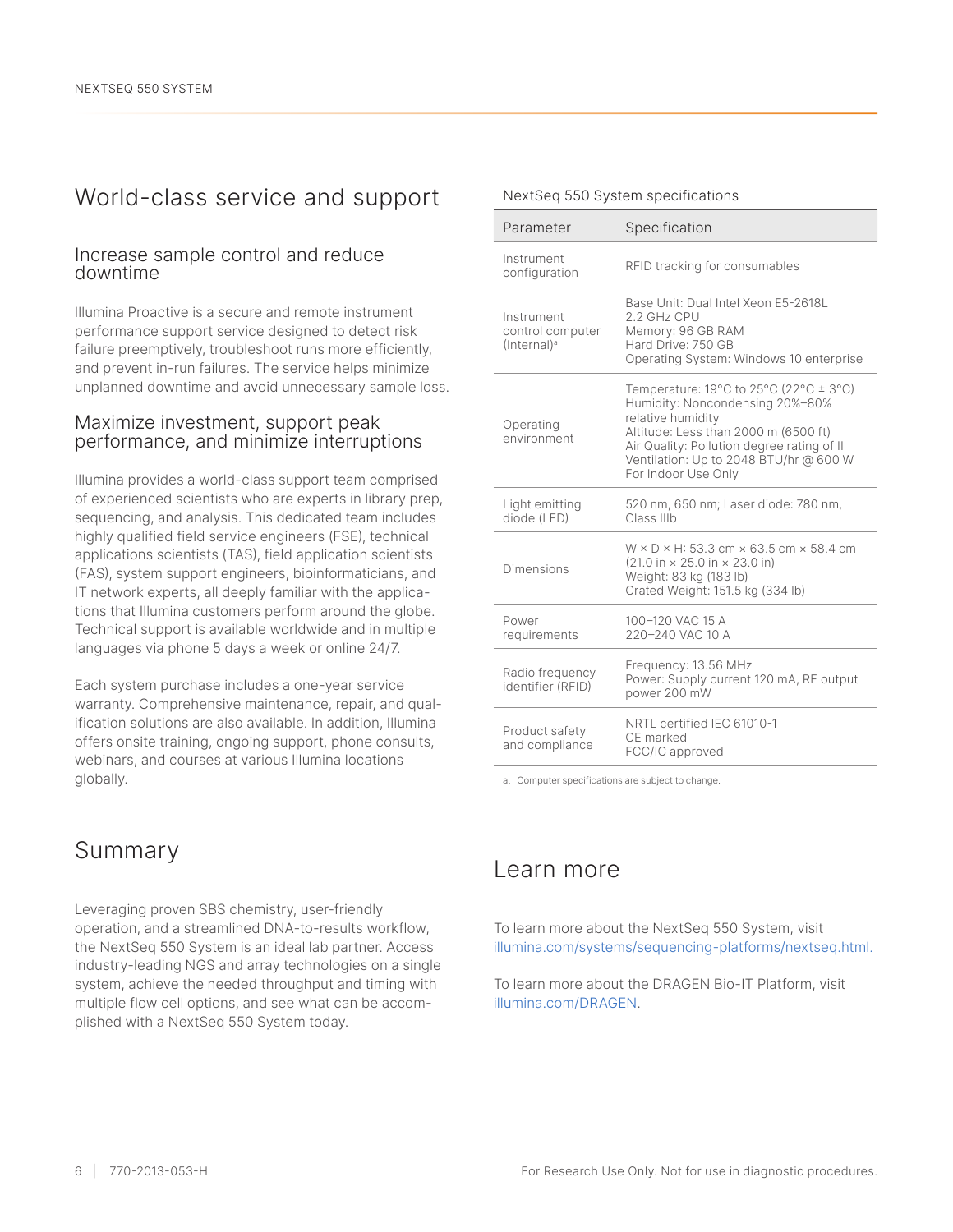## World-class service and support

### Increase sample control and reduce downtime

Illumina Proactive is a secure and remote instrument performance support service designed to detect risk failure preemptively, troubleshoot runs more efficiently, and prevent in-run failures. The service helps minimize unplanned downtime and avoid unnecessary sample loss.

### Maximize investment, support peak performance, and minimize interruptions

Illumina provides a world-class support team comprised of experienced scientists who are experts in library prep, sequencing, and analysis. This dedicated team includes highly qualified field service engineers (FSE), technical applications scientists (TAS), field application scientists (FAS), system support engineers, bioinformaticians, and IT network experts, all deeply familiar with the applications that Illumina customers perform around the globe. Technical support is available worldwide and in multiple languages via phone 5 days a week or online 24/7.

Each system purchase includes a one-year service warranty. Comprehensive maintenance, repair, and qualification solutions are also available. In addition, Illumina offers onsite training, ongoing support, phone consults, webinars, and courses at various Illumina locations globally.

NextSeq 550 System specifications

| Parameter | Specification |
|---|---|
| Instrument configuration | RFID tracking for consumables |
| Instrument control computer (Internal)[a] | Base Unit: Dual Intel Xeon E5-2618L 2.2 GHz CPU<br>Memory: 96 GB RAM<br>Hard Drive: 750 GB<br>Operating System: Windows 10 enterprise |
| Operating environment | Temperature: 19°C to 25°C (22°C ± 3°C)<br>Humidity: Noncondensing 20%–80% relative humidity<br>Altitude: Less than 2000 m (6500 ft)<br>Air Quality: Pollution degree rating of II<br>Ventilation: Up to 2048 BTU/hr @ 600 W<br>For Indoor Use Only |
| Light emitting diode (LED) | 520 nm, 650 nm; Laser diode: 780 nm, Class IIIb |
| Dimensions | W × D × H: 53.3 cm × 63.5 cm × 58.4 cm (21.0 in × 25.0 in × 23.0 in)<br>Weight: 83 kg (183 lb)<br>Crated Weight: 151.5 kg (334 lb) |
| Power requirements | 100–120 VAC 15 A<br>220–240 VAC 10 A |
| Radio frequency identifier (RFID) | Frequency: 13.56 MHz<br>Power: Supply current 120 mA, RF output power 200 mW |
| Product safety and compliance | NRTL certified IEC 61010-1<br>CE marked<br>FCC/IC approved |

a. Computer specifications are subject to change.

## Summary

Leveraging proven SBS chemistry, user-friendly operation, and a streamlined DNA-to-results workflow, the NextSeq 550 System is an ideal lab partner. Access industry-leading NGS and array technologies on a single system, achieve the needed throughput and timing with multiple flow cell options, and see what can be accomplished with a NextSeq 550 System today.

## Learn more

To learn more about the NextSeq 550 System, visit illumina.com/systems/sequencing-platforms/nextseq.html.

To learn more about the DRAGEN Bio-IT Platform, visit illumina.com/DRAGEN.

For Research Use Only. Not for use in diagnostic procedures.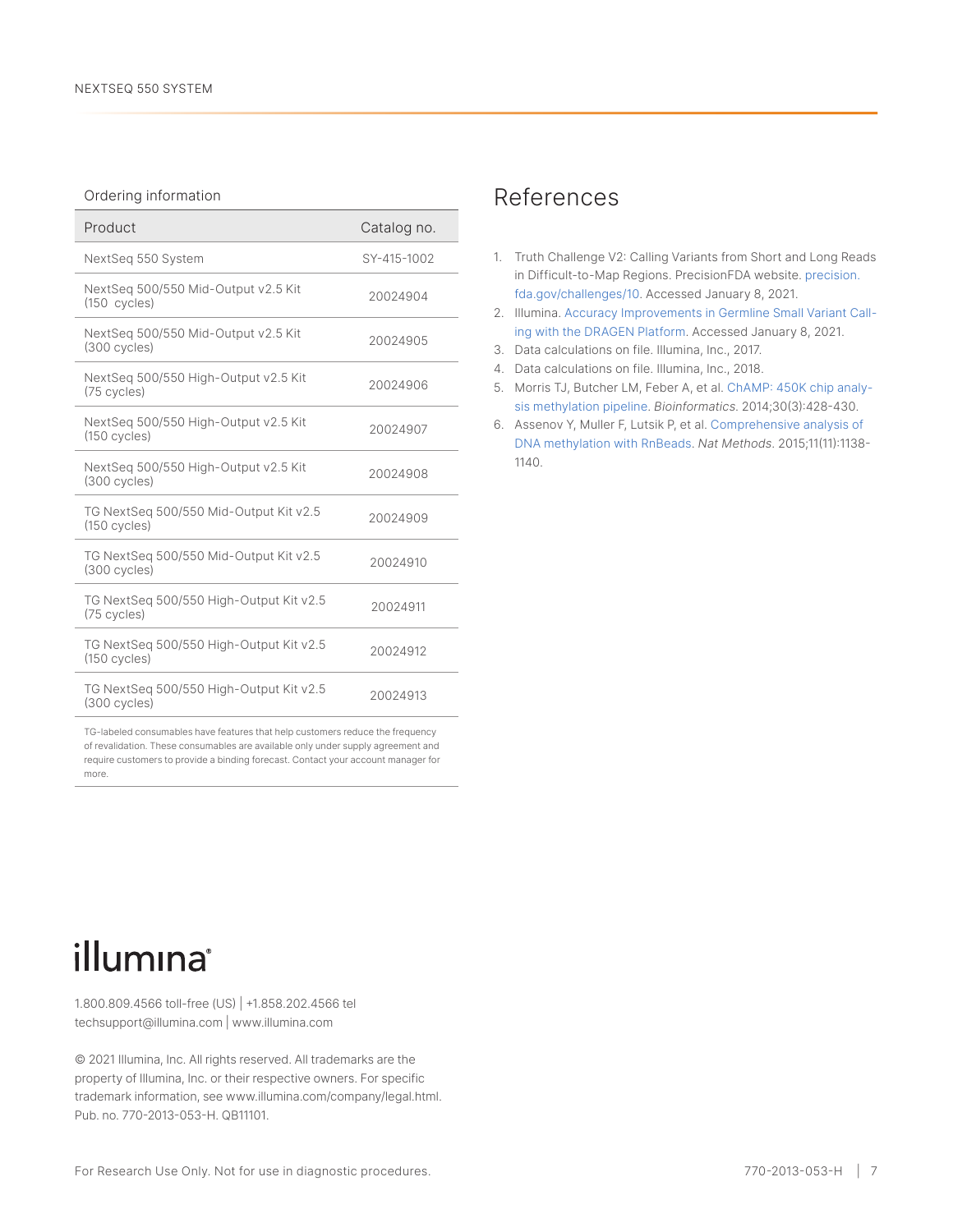### Ordering information

| Product | Catalog no. |
|---|---|
| NextSeq 550 System | SY-415-1002 |
| NextSeq 500/550 Mid-Output v2.5 Kit (150 cycles) | 20024904 |
| NextSeq 500/550 Mid-Output v2.5 Kit (300 cycles) | 20024905 |
| NextSeq 500/550 High-Output v2.5 Kit (75 cycles) | 20024906 |
| NextSeq 500/550 High-Output v2.5 Kit (150 cycles) | 20024907 |
| NextSeq 500/550 High-Output v2.5 Kit (300 cycles) | 20024908 |
| TG NextSeq 500/550 Mid-Output Kit v2.5 (150 cycles) | 20024909 |
| TG NextSeq 500/550 Mid-Output Kit v2.5 (300 cycles) | 20024910 |
| TG NextSeq 500/550 High-Output Kit v2.5 (75 cycles) | 20024911 |
| TG NextSeq 500/550 High-Output Kit v2.5 (150 cycles) | 20024912 |
| TG NextSeq 500/550 High-Output Kit v2.5 (300 cycles) | 20024913 |

TG-labeled consumables have features that help customers reduce the frequency of revalidation. These consumables are available only under supply agreement and require customers to provide a binding forecast. Contact your account manager for more.

## References

1. Truth Challenge V2: Calling Variants from Short and Long Reads in Difficult-to-Map Regions. PrecisionFDA website. precision.fda.gov/challenges/10. Accessed January 8, 2021.
2. Illumina. Accuracy Improvements in Germline Small Variant Calling with the DRAGEN Platform. Accessed January 8, 2021.
3. Data calculations on file. Illumina, Inc., 2017.
4. Data calculations on file. Illumina, Inc., 2018.
5. Morris TJ, Butcher LM, Feber A, et al. ChAMP: 450K chip analysis methylation pipeline. *Bioinformatics*. 2014;30(3):428-430.
6. Assenov Y, Muller F, Lutsik P, et al. Comprehensive analysis of DNA methylation with RnBeads. *Nat Methods*. 2015;11(11):1138-1140.

illumina®

1.800.809.4566 toll-free (US) | +1.858.202.4566 tel
techsupport@illumina.com | www.illumina.com

© 2021 Illumina, Inc. All rights reserved. All trademarks are the property of Illumina, Inc. or their respective owners. For specific trademark information, see www.illumina.com/company/legal.html.
Pub. no. 770-2013-053-H. QB11101.

For Research Use Only. Not for use in diagnostic procedures.